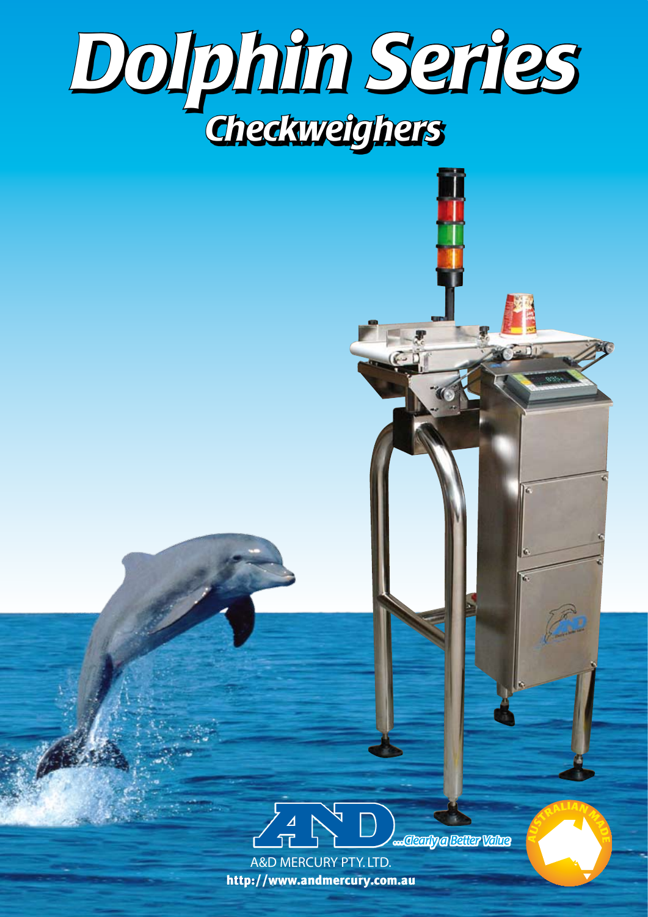# Dolphin Series

## Checkweighers

A&D ...Clearly a Better Value

A&D MERCURY PTY. LTD.

http://www.andmercury.com.au

AUSTRALIAN MADE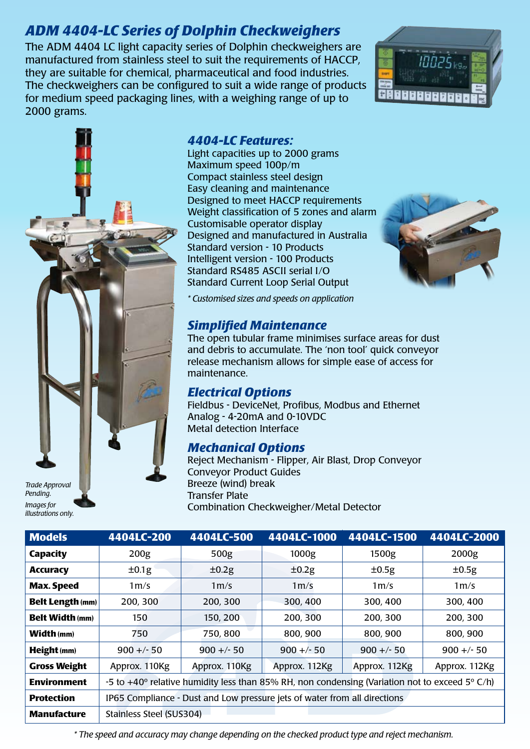# ADM 4404-LC Series of Dolphin Checkweighers

The ADM 4404 LC light capacity series of Dolphin checkweighers are manufactured from stainless steel to suit the requirements of HACCP, they are suitable for chemical, pharmaceutical and food industries. The checkweighers can be configured to suit a wide range of products for medium speed packaging lines, with a weighing range of up to 2000 grams.

## 4404-LC Features:

- Light capacities up to 2000 grams
- Maximum speed 100p/m
- Compact stainless steel design
- Easy cleaning and maintenance
- Designed to meet HACCP requirements
- Weight classification of 5 zones and alarm
- Customisable operator display
- Designed and manufactured in Australia
- Standard version - 10 Products
- Intelligent version - 100 Products
- Standard RS485 ASCII serial I/O
- Standard Current Loop Serial Output

*\* Customised sizes and speeds on application*

## Simplified Maintenance

The open tubular frame minimises surface areas for dust and debris to accumulate. The 'non tool' quick conveyor release mechanism allows for simple ease of access for maintenance.

## Electrical Options

- Fieldbus - DeviceNet, Profibus, Modbus and Ethernet
- Analog - 4-20mA and 0-10VDC
- Metal detection Interface

## Mechanical Options

- Reject Mechanism - Flipper, Air Blast, Drop Conveyor
- Conveyor Product Guides
- Breeze (wind) break
- Transfer Plate
- Combination Checkweigher/Metal Detector

*Trade Approval Pending.*

*Images for illustrations only.*

| Models | 4404LC-200 | 4404LC-500 | 4404LC-1000 | 4404LC-1500 | 4404LC-2000 |
|---|---|---|---|---|---|
| Capacity | 200g | 500g | 1000g | 1500g | 2000g |
| Accuracy | ±0.1g | ±0.2g | ±0.2g | ±0.5g | ±0.5g |
| Max. Speed | 1m/s | 1m/s | 1m/s | 1m/s | 1m/s |
| Belt Length (mm) | 200, 300 | 200, 300 | 300, 400 | 300, 400 | 300, 400 |
| Belt Width (mm) | 150 | 150, 200 | 200, 300 | 200, 300 | 200, 300 |
| Width (mm) | 750 | 750, 800 | 800, 900 | 800, 900 | 800, 900 |
| Height (mm) | 900 +/- 50 | 900 +/- 50 | 900 +/- 50 | 900 +/- 50 | 900 +/- 50 |
| Gross Weight | Approx. 110Kg | Approx. 110Kg | Approx. 112Kg | Approx. 112Kg | Approx. 112Kg |
| Environment | -5 to +40° relative humidity less than 85% RH, non condensing (Variation not to exceed 5° C/h) | | | | |
| Protection | IP65 Compliance - Dust and Low pressure jets of water from all directions | | | | |
| Manufacture | Stainless Steel (SUS304) | | | | |

*\* The speed and accuracy may change depending on the checked product type and reject mechanism.*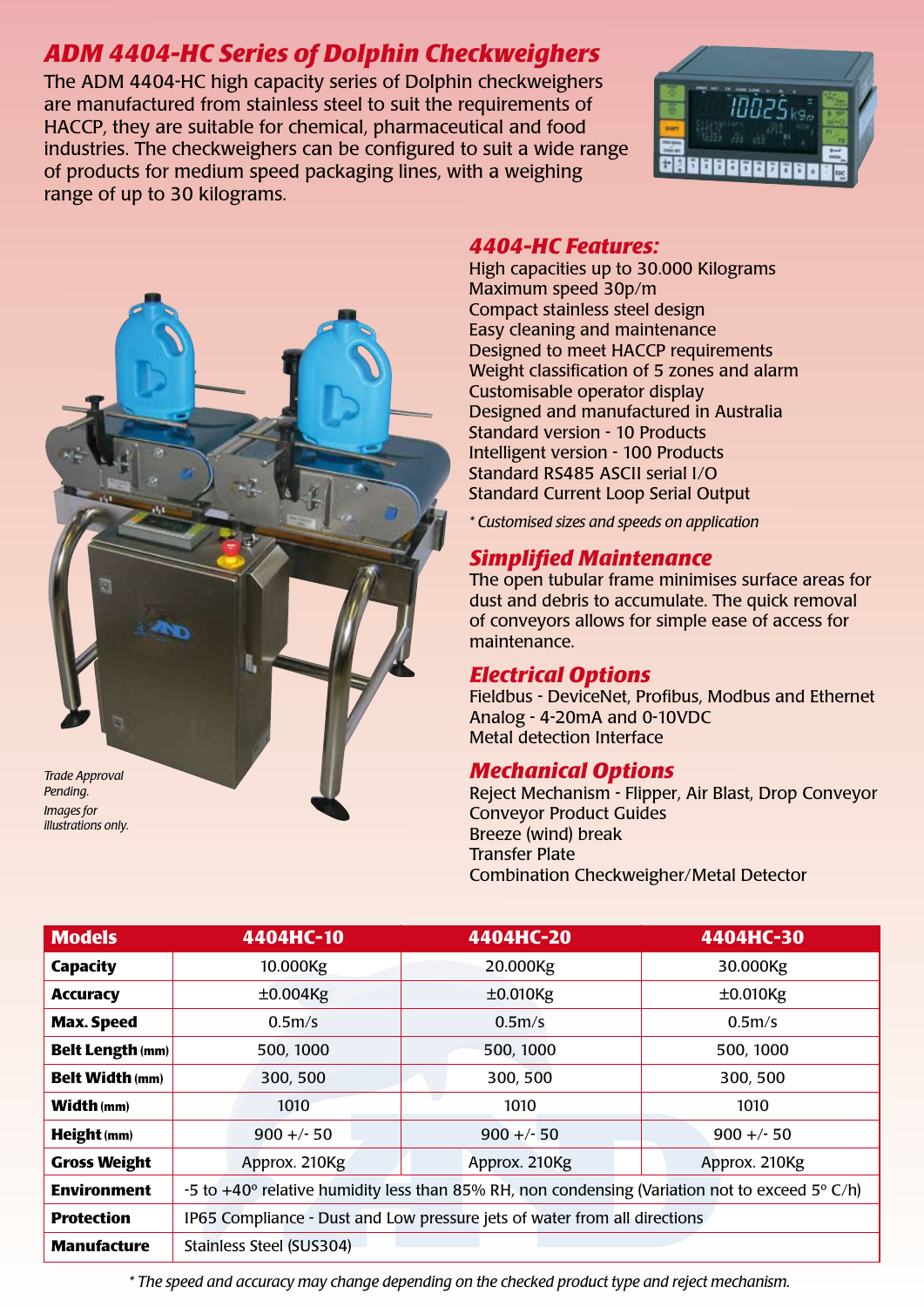## ADM 4404-HC Series of Dolphin Checkweighers

The ADM 4404-HC high capacity series of Dolphin checkweighers are manufactured from stainless steel to suit the requirements of HACCP, they are suitable for chemical, pharmaceutical and food industries. The checkweighers can be configured to suit a wide range of products for medium speed packaging lines, with a weighing range of up to 30 kilograms.

### 4404-HC Features:

High capacities up to 30.000 Kilograms
Maximum speed 30p/m
Compact stainless steel design
Easy cleaning and maintenance
Designed to meet HACCP requirements
Weight classification of 5 zones and alarm
Customisable operator display
Designed and manufactured in Australia
Standard version - 10 Products
Intelligent version - 100 Products
Standard RS485 ASCII serial I/O
Standard Current Loop Serial Output

*\* Customised sizes and speeds on application*

### Simplified Maintenance

The open tubular frame minimises surface areas for dust and debris to accumulate. The quick removal of conveyors allows for simple ease of access for maintenance.

### Electrical Options

Fieldbus - DeviceNet, Profibus, Modbus and Ethernet
Analog - 4-20mA and 0-10VDC
Metal detection Interface

### Mechanical Options

Reject Mechanism - Flipper, Air Blast, Drop Conveyor
Conveyor Product Guides
Breeze (wind) break
Transfer Plate
Combination Checkweigher/Metal Detector

*Trade Approval Pending.*

*Images for illustrations only.*

| Models | 4404HC-10 | 4404HC-20 | 4404HC-30 |
|---|---|---|---|
| **Capacity** | 10.000Kg | 20.000Kg | 30.000Kg |
| **Accuracy** | ±0.004Kg | ±0.010Kg | ±0.010Kg |
| **Max. Speed** | 0.5m/s | 0.5m/s | 0.5m/s |
| **Belt Length** (mm) | 500, 1000 | 500, 1000 | 500, 1000 |
| **Belt Width** (mm) | 300, 500 | 300, 500 | 300, 500 |
| **Width** (mm) | 1010 | 1010 | 1010 |
| **Height** (mm) | 900 +/- 50 | 900 +/- 50 | 900 +/- 50 |
| **Gross Weight** | Approx. 210Kg | Approx. 210Kg | Approx. 210Kg |
| **Environment** | -5 to +40° relative humidity less than 85% RH, non condensing (Variation not to exceed 5° C/h) | | |
| **Protection** | IP65 Compliance - Dust and Low pressure jets of water from all directions | | |
| **Manufacture** | Stainless Steel (SUS304) | | |

*\* The speed and accuracy may change depending on the checked product type and reject mechanism.*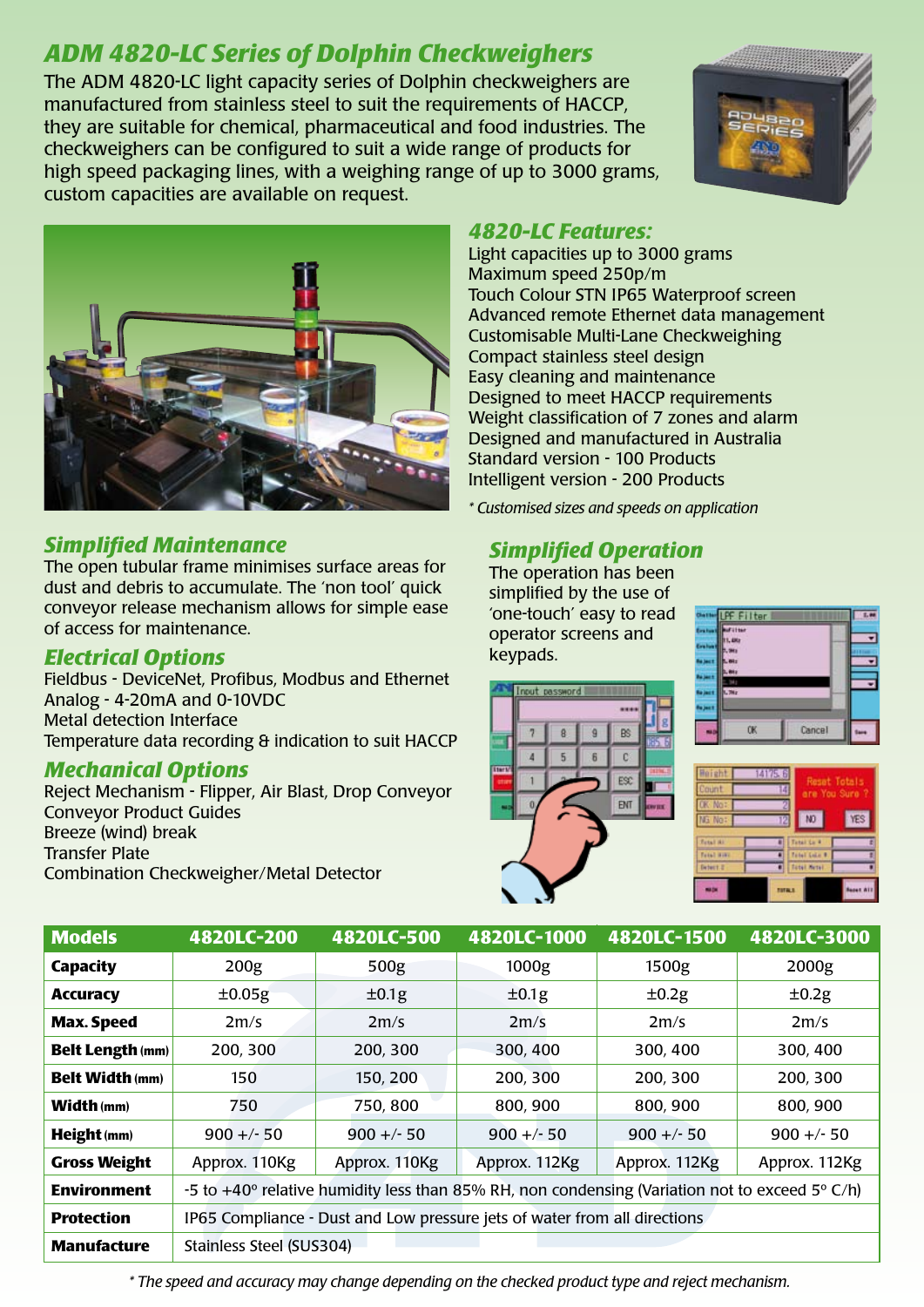## *ADM 4820-LC Series of Dolphin Checkweighers*

The ADM 4820-LC light capacity series of Dolphin checkweighers are manufactured from stainless steel to suit the requirements of HACCP, they are suitable for chemical, pharmaceutical and food industries. The checkweighers can be configured to suit a wide range of products for high speed packaging lines, with a weighing range of up to 3000 grams, custom capacities are available on request.

### *4820-LC Features:*

Light capacities up to 3000 grams
Maximum speed 250p/m
Touch Colour STN IP65 Waterproof screen
Advanced remote Ethernet data management
Customisable Multi-Lane Checkweighing
Compact stainless steel design
Easy cleaning and maintenance
Designed to meet HACCP requirements
Weight classification of 7 zones and alarm
Designed and manufactured in Australia
Standard version - 100 Products
Intelligent version - 200 Products

*\* Customised sizes and speeds on application*

### *Simplified Maintenance*

The open tubular frame minimises surface areas for dust and debris to accumulate. The 'non tool' quick conveyor release mechanism allows for simple ease of access for maintenance.

### *Electrical Options*

Fieldbus - DeviceNet, Profibus, Modbus and Ethernet
Analog - 4-20mA and 0-10VDC
Metal detection Interface
Temperature data recording & indication to suit HACCP

### *Mechanical Options*

Reject Mechanism - Flipper, Air Blast, Drop Conveyor
Conveyor Product Guides
Breeze (wind) break
Transfer Plate
Combination Checkweigher/Metal Detector

### *Simplified Operation*

The operation has been simplified by the use of 'one-touch' easy to read operator screens and keypads.

| Models | 4820LC-200 | 4820LC-500 | 4820LC-1000 | 4820LC-1500 | 4820LC-3000 |
|---|---|---|---|---|---|
| **Capacity** | 200g | 500g | 1000g | 1500g | 2000g |
| **Accuracy** | ±0.05g | ±0.1g | ±0.1g | ±0.2g | ±0.2g |
| **Max. Speed** | 2m/s | 2m/s | 2m/s | 2m/s | 2m/s |
| **Belt Length (mm)** | 200, 300 | 200, 300 | 300, 400 | 300, 400 | 300, 400 |
| **Belt Width (mm)** | 150 | 150, 200 | 200, 300 | 200, 300 | 200, 300 |
| **Width (mm)** | 750 | 750, 800 | 800, 900 | 800, 900 | 800, 900 |
| **Height (mm)** | 900 +/- 50 | 900 +/- 50 | 900 +/- 50 | 900 +/- 50 | 900 +/- 50 |
| **Gross Weight** | Approx. 110Kg | Approx. 110Kg | Approx. 112Kg | Approx. 112Kg | Approx. 112Kg |
| **Environment** | -5 to +40° relative humidity less than 85% RH, non condensing (Variation not to exceed 5° C/h) | | | | |
| **Protection** | IP65 Compliance - Dust and Low pressure jets of water from all directions | | | | |
| **Manufacture** | Stainless Steel (SUS304) | | | | |

*\* The speed and accuracy may change depending on the checked product type and reject mechanism.*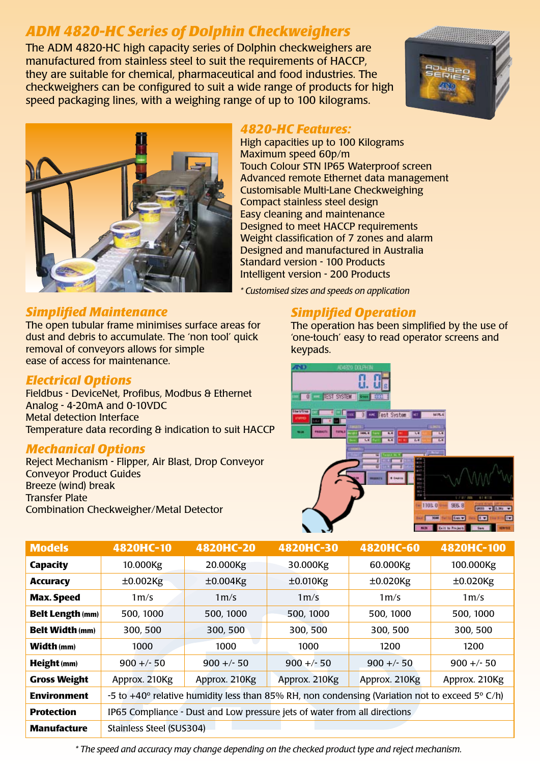# ADM 4820-HC Series of Dolphin Checkweighers

The ADM 4820-HC high capacity series of Dolphin checkweighers are manufactured from stainless steel to suit the requirements of HACCP, they are suitable for chemical, pharmaceutical and food industries. The checkweighers can be configured to suit a wide range of products for high speed packaging lines, with a weighing range of up to 100 kilograms.

## 4820-HC Features:

High capacities up to 100 Kilograms
Maximum speed 60p/m
Touch Colour STN IP65 Waterproof screen
Advanced remote Ethernet data management
Customisable Multi-Lane Checkweighing
Compact stainless steel design
Easy cleaning and maintenance
Designed to meet HACCP requirements
Weight classification of 7 zones and alarm
Designed and manufactured in Australia
Standard version - 100 Products
Intelligent version - 200 Products

*\* Customised sizes and speeds on application*

## Simplified Maintenance

The open tubular frame minimises surface areas for dust and debris to accumulate. The 'non tool' quick removal of conveyors allows for simple ease of access for maintenance.

## Electrical Options

Fieldbus - DeviceNet, Profibus, Modbus & Ethernet
Analog - 4-20mA and 0-10VDC
Metal detection Interface
Temperature data recording & indication to suit HACCP

## Mechanical Options

Reject Mechanism - Flipper, Air Blast, Drop Conveyor
Conveyor Product Guides
Breeze (wind) break
Transfer Plate
Combination Checkweigher/Metal Detector

## Simplified Operation

The operation has been simplified by the use of 'one-touch' easy to read operator screens and keypads.

| Models | 4820HC-10 | 4820HC-20 | 4820HC-30 | 4820HC-60 | 4820HC-100 |
|---|---|---|---|---|---|
| **Capacity** | 10.000Kg | 20.000Kg | 30.000Kg | 60.000Kg | 100.000Kg |
| **Accuracy** | ±0.002Kg | ±0.004Kg | ±0.010Kg | ±0.020Kg | ±0.020Kg |
| **Max. Speed** | 1m/s | 1m/s | 1m/s | 1m/s | 1m/s |
| **Belt Length** (mm) | 500, 1000 | 500, 1000 | 500, 1000 | 500, 1000 | 500, 1000 |
| **Belt Width** (mm) | 300, 500 | 300, 500 | 300, 500 | 300, 500 | 300, 500 |
| **Width** (mm) | 1000 | 1000 | 1000 | 1200 | 1200 |
| **Height** (mm) | 900 +/- 50 | 900 +/- 50 | 900 +/- 50 | 900 +/- 50 | 900 +/- 50 |
| **Gross Weight** | Approx. 210Kg | Approx. 210Kg | Approx. 210Kg | Approx. 210Kg | Approx. 210Kg |
| **Environment** | -5 to +40° relative humidity less than 85% RH, non condensing (Variation not to exceed 5° C/h) | | | | |
| **Protection** | IP65 Compliance - Dust and Low pressure jets of water from all directions | | | | |
| **Manufacture** | Stainless Steel (SUS304) | | | | |

*\* The speed and accuracy may change depending on the checked product type and reject mechanism.*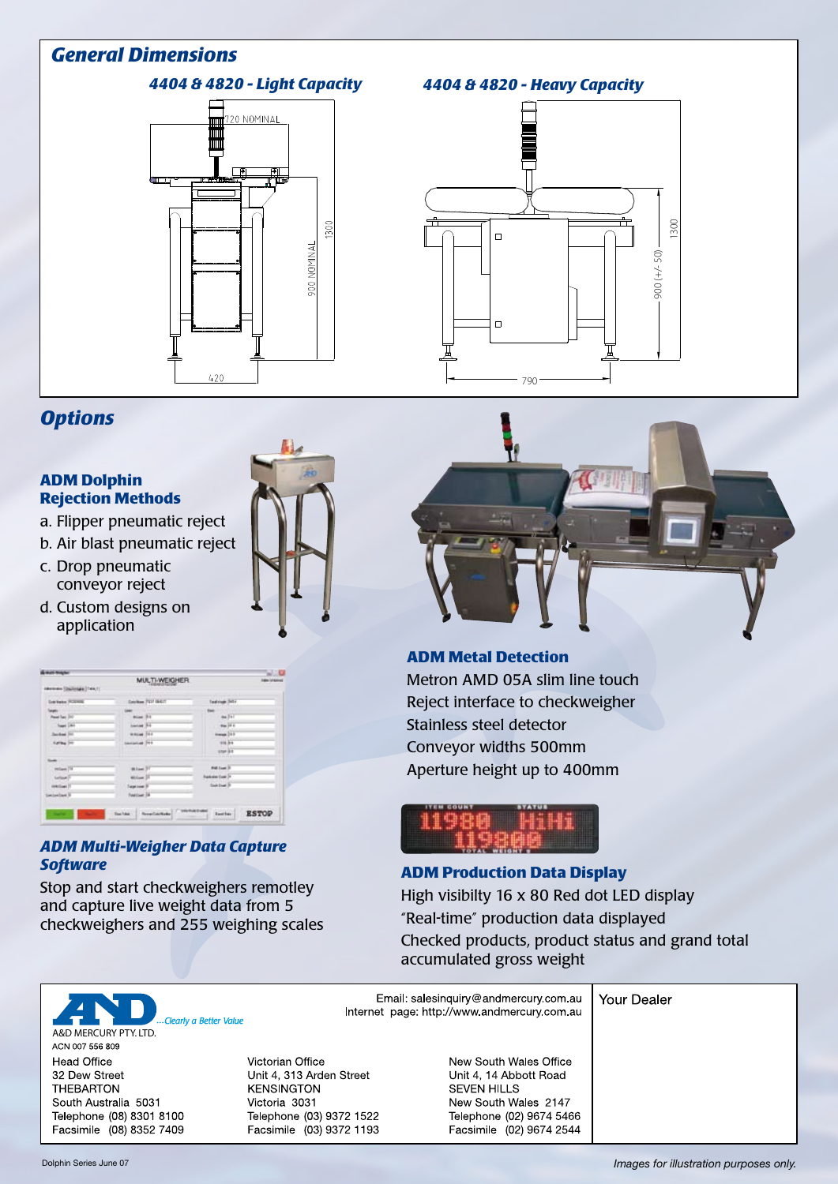## General Dimensions

### 4404 & 4820 - Light Capacity

720 NOMINAL

1300

900 NOMINAL

420

### 4404 & 4820 - Heavy Capacity

1300

900 (+/- 50)

790

## Options

### ADM Dolphin Rejection Methods

a. Flipper pneumatic reject
b. Air blast pneumatic reject
c. Drop pneumatic conveyor reject
d. Custom designs on application

### ADM Metal Detection

Metron AMD 05A slim line touch
Reject interface to checkweigher
Stainless steel detector
Conveyor widths 500mm
Aperture height up to 400mm

### ADM Multi-Weigher Data Capture Software

Stop and start checkweighers remotley and capture live weight data from 5 checkweighers and 255 weighing scales

### ADM Production Data Display

High visibilty 16 x 80 Red dot LED display
"Real-time" production data displayed
Checked products, product status and grand total accumulated gross weight

---

A&D ...Clearly a Better Value

A&D MERCURY PTY. LTD.
ACN 007 556 809

Email: salesinquiry@andmercury.com.au
Internet page: http://www.andmercury.com.au

Head Office
32 Dew Street
THEBARTON
South Australia 5031
Telephone (08) 8301 8100
Facsimile (08) 8352 7409

Victorian Office
Unit 4, 313 Arden Street
KENSINGTON
Victoria 3031
Telephone (03) 9372 1522
Facsimile (03) 9372 1193

New South Wales Office
Unit 4, 14 Abbott Road
SEVEN HILLS
New South Wales 2147
Telephone (02) 9674 5466
Facsimile (02) 9674 2544

Your Dealer

Dolphin Series June 07

*Images for illustration purposes only.*